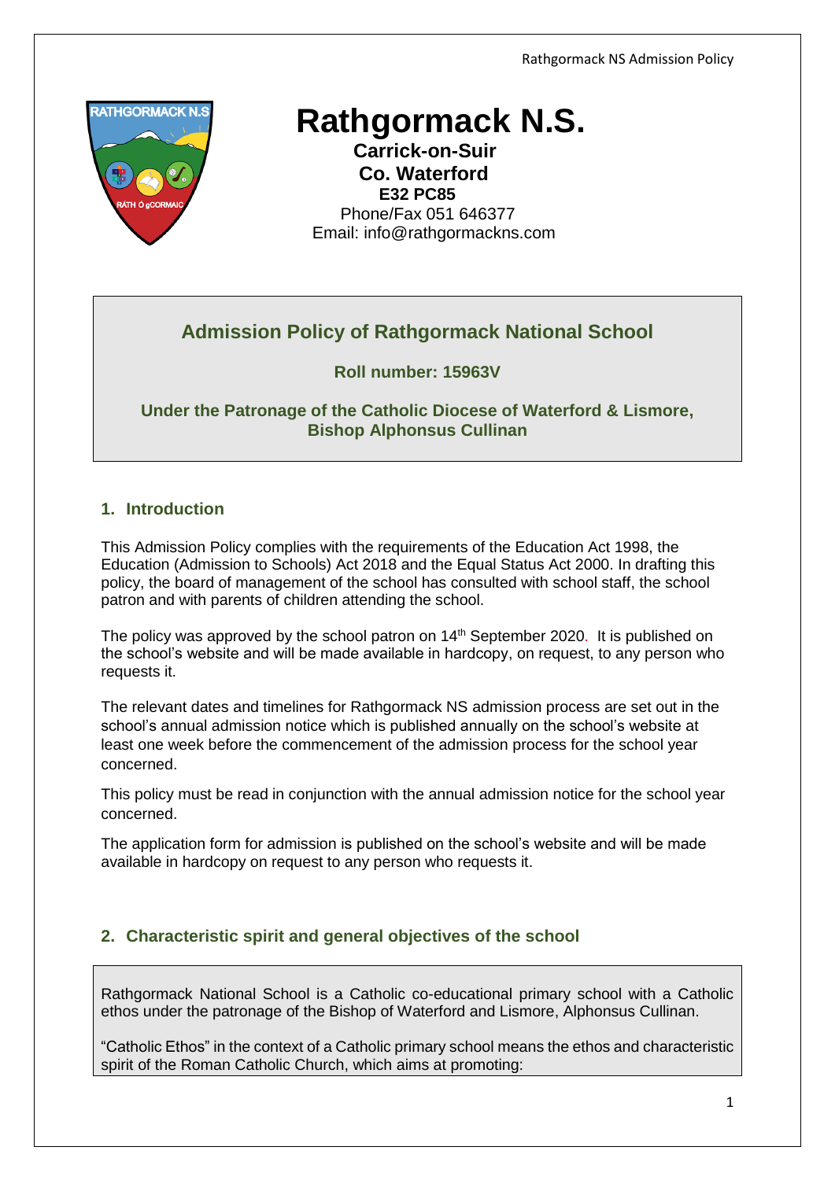# Rathgormack N.S.

**Carrick-on-Suir**
**Co. Waterford**
**E32 PC85**
Phone/Fax 051 646377
Email: info@rathgormackns.com

## Admission Policy of Rathgormack National School

**Roll number: 15963V**

**Under the Patronage of the Catholic Diocese of Waterford & Lismore, Bishop Alphonsus Cullinan**

## 1. Introduction

This Admission Policy complies with the requirements of the Education Act 1998, the Education (Admission to Schools) Act 2018 and the Equal Status Act 2000. In drafting this policy, the board of management of the school has consulted with school staff, the school patron and with parents of children attending the school.

The policy was approved by the school patron on 14th September 2020. It is published on the school's website and will be made available in hardcopy, on request, to any person who requests it.

The relevant dates and timelines for Rathgormack NS admission process are set out in the school's annual admission notice which is published annually on the school's website at least one week before the commencement of the admission process for the school year concerned.

This policy must be read in conjunction with the annual admission notice for the school year concerned.

The application form for admission is published on the school's website and will be made available in hardcopy on request to any person who requests it.

## 2. Characteristic spirit and general objectives of the school

Rathgormack National School is a Catholic co-educational primary school with a Catholic ethos under the patronage of the Bishop of Waterford and Lismore, Alphonsus Cullinan.

"Catholic Ethos" in the context of a Catholic primary school means the ethos and characteristic spirit of the Roman Catholic Church, which aims at promoting: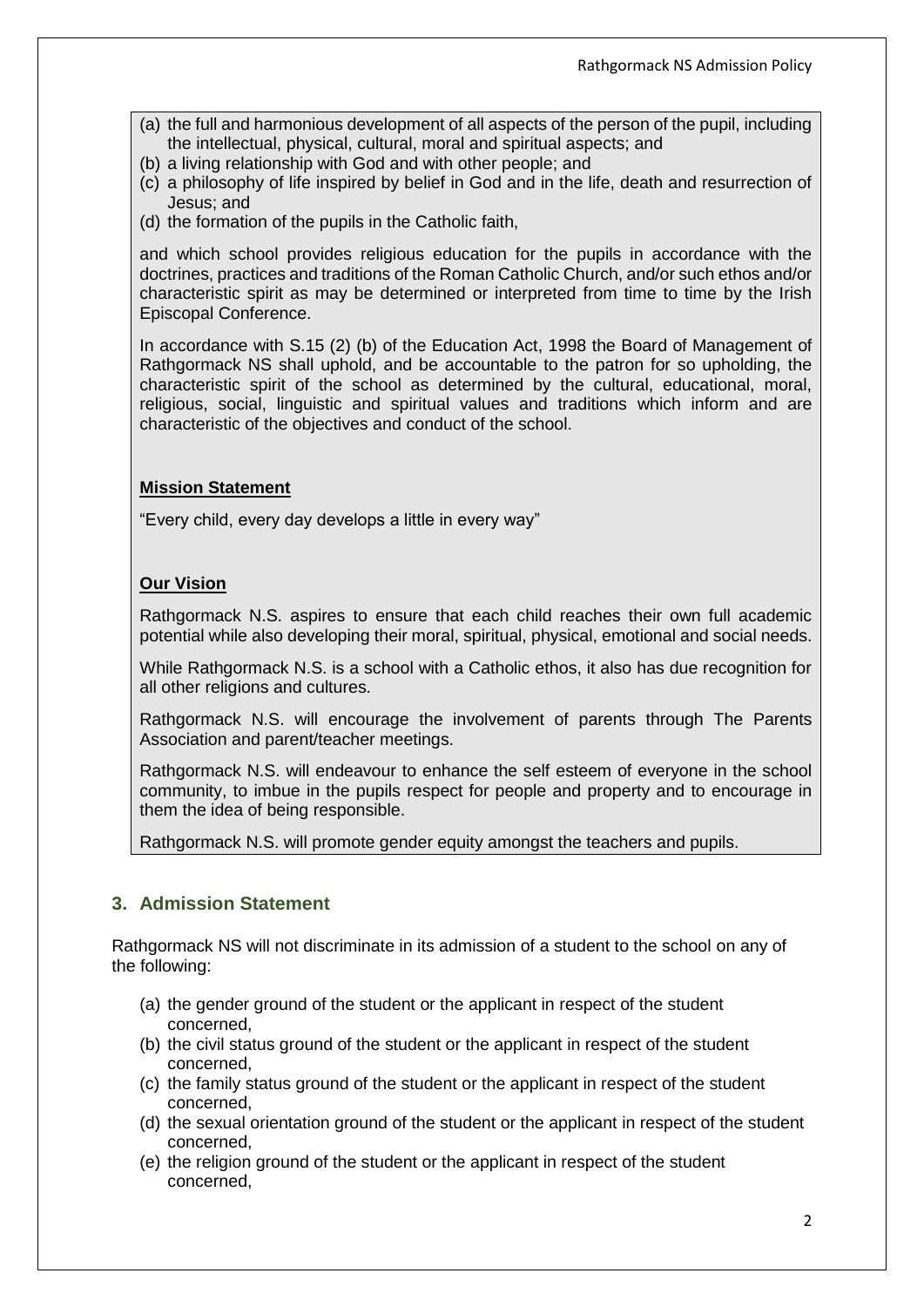(a) the full and harmonious development of all aspects of the person of the pupil, including the intellectual, physical, cultural, moral and spiritual aspects; and
(b) a living relationship with God and with other people; and
(c) a philosophy of life inspired by belief in God and in the life, death and resurrection of Jesus; and
(d) the formation of the pupils in the Catholic faith,

and which school provides religious education for the pupils in accordance with the doctrines, practices and traditions of the Roman Catholic Church, and/or such ethos and/or characteristic spirit as may be determined or interpreted from time to time by the Irish Episcopal Conference.

In accordance with S.15 (2) (b) of the Education Act, 1998 the Board of Management of Rathgormack NS shall uphold, and be accountable to the patron for so upholding, the characteristic spirit of the school as determined by the cultural, educational, moral, religious, social, linguistic and spiritual values and traditions which inform and are characteristic of the objectives and conduct of the school.

**Mission Statement**

"Every child, every day develops a little in every way"

**Our Vision**

Rathgormack N.S. aspires to ensure that each child reaches their own full academic potential while also developing their moral, spiritual, physical, emotional and social needs.

While Rathgormack N.S. is a school with a Catholic ethos, it also has due recognition for all other religions and cultures.

Rathgormack N.S. will encourage the involvement of parents through The Parents Association and parent/teacher meetings.

Rathgormack N.S. will endeavour to enhance the self esteem of everyone in the school community, to imbue in the pupils respect for people and property and to encourage in them the idea of being responsible.

Rathgormack N.S. will promote gender equity amongst the teachers and pupils.

## 3. Admission Statement

Rathgormack NS will not discriminate in its admission of a student to the school on any of the following:

(a) the gender ground of the student or the applicant in respect of the student concerned,
(b) the civil status ground of the student or the applicant in respect of the student concerned,
(c) the family status ground of the student or the applicant in respect of the student concerned,
(d) the sexual orientation ground of the student or the applicant in respect of the student concerned,
(e) the religion ground of the student or the applicant in respect of the student concerned,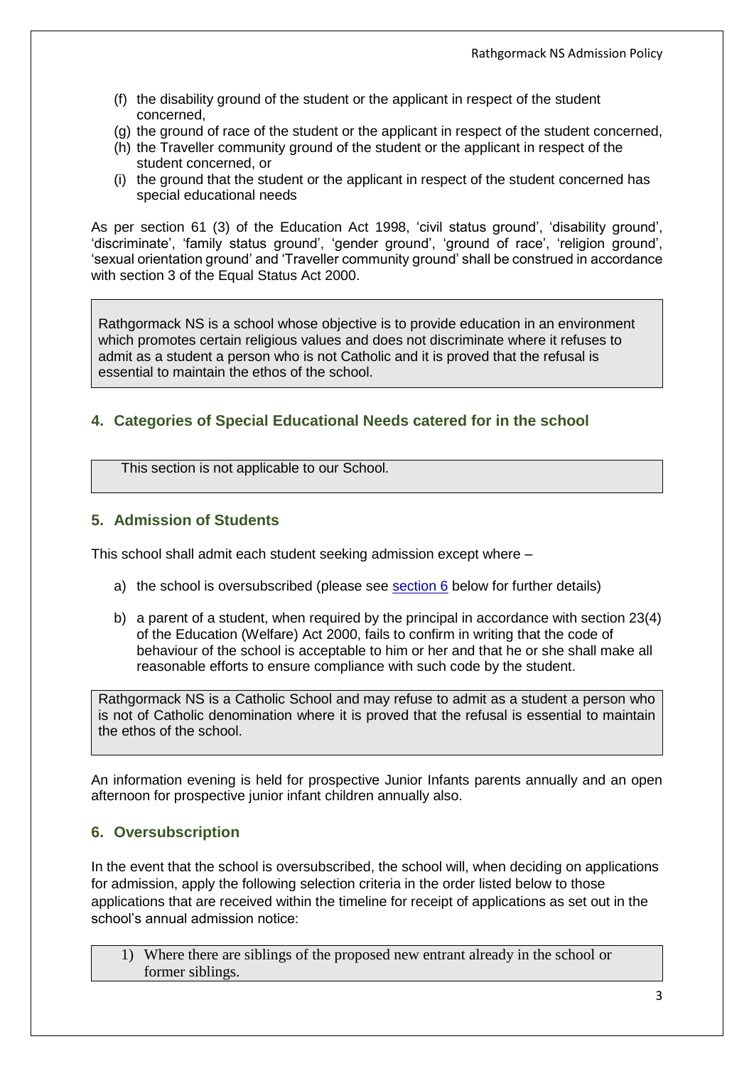(f) the disability ground of the student or the applicant in respect of the student concerned,
(g) the ground of race of the student or the applicant in respect of the student concerned,
(h) the Traveller community ground of the student or the applicant in respect of the student concerned, or
(i) the ground that the student or the applicant in respect of the student concerned has special educational needs

As per section 61 (3) of the Education Act 1998, 'civil status ground', 'disability ground', 'discriminate', 'family status ground', 'gender ground', 'ground of race', 'religion ground', 'sexual orientation ground' and 'Traveller community ground' shall be construed in accordance with section 3 of the Equal Status Act 2000.

Rathgormack NS is a school whose objective is to provide education in an environment which promotes certain religious values and does not discriminate where it refuses to admit as a student a person who is not Catholic and it is proved that the refusal is essential to maintain the ethos of the school.

## 4. Categories of Special Educational Needs catered for in the school

This section is not applicable to our School.

## 5. Admission of Students

This school shall admit each student seeking admission except where –

a) the school is oversubscribed (please see section 6 below for further details)

b) a parent of a student, when required by the principal in accordance with section 23(4) of the Education (Welfare) Act 2000, fails to confirm in writing that the code of behaviour of the school is acceptable to him or her and that he or she shall make all reasonable efforts to ensure compliance with such code by the student.

Rathgormack NS is a Catholic School and may refuse to admit as a student a person who is not of Catholic denomination where it is proved that the refusal is essential to maintain the ethos of the school.

An information evening is held for prospective Junior Infants parents annually and an open afternoon for prospective junior infant children annually also.

## 6. Oversubscription

In the event that the school is oversubscribed, the school will, when deciding on applications for admission, apply the following selection criteria in the order listed below to those applications that are received within the timeline for receipt of applications as set out in the school's annual admission notice:

1) Where there are siblings of the proposed new entrant already in the school or former siblings.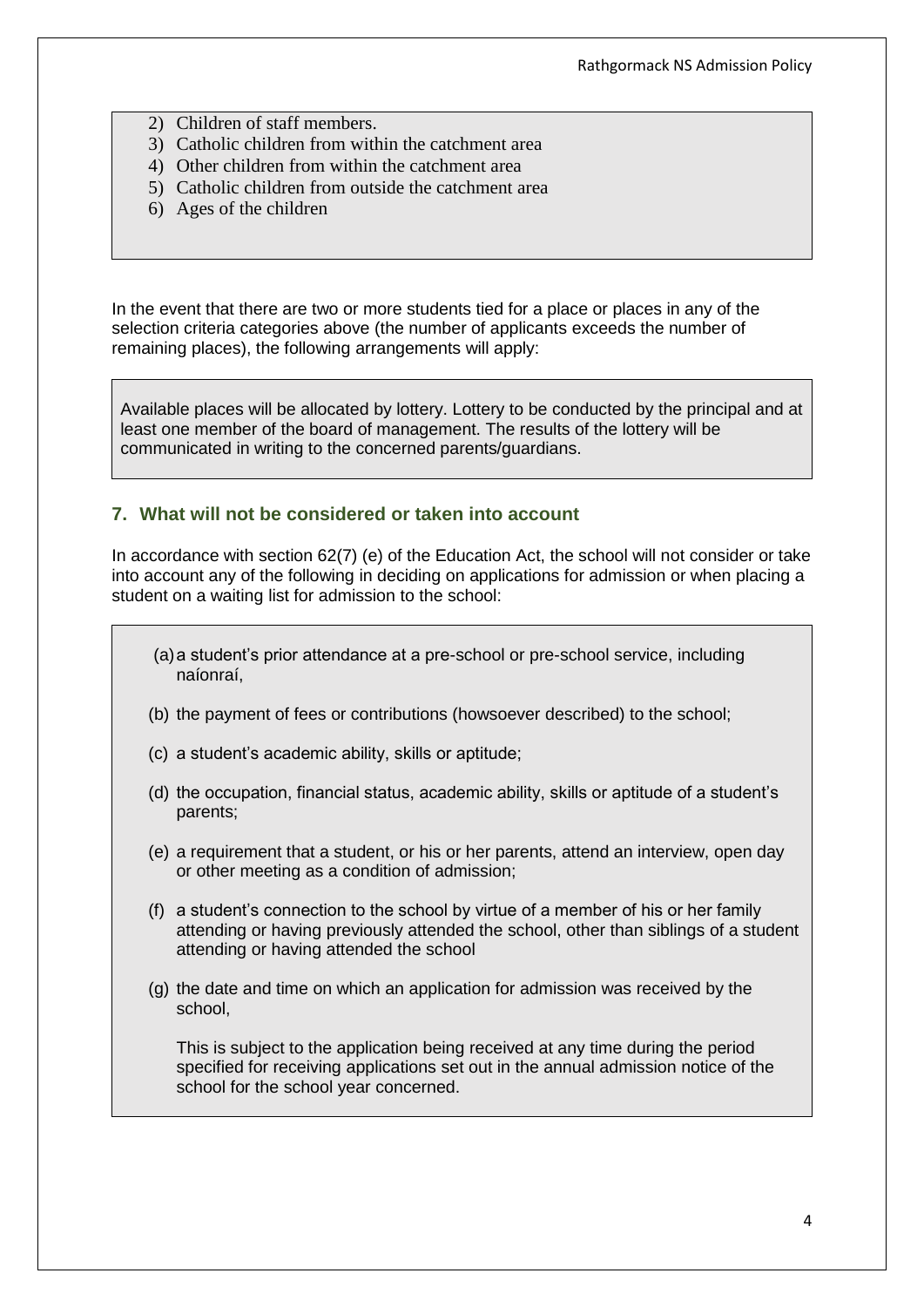2) Children of staff members.
3) Catholic children from within the catchment area
4) Other children from within the catchment area
5) Catholic children from outside the catchment area
6) Ages of the children

In the event that there are two or more students tied for a place or places in any of the selection criteria categories above (the number of applicants exceeds the number of remaining places), the following arrangements will apply:

Available places will be allocated by lottery. Lottery to be conducted by the principal and at least one member of the board of management. The results of the lottery will be communicated in writing to the concerned parents/guardians.

## 7. What will not be considered or taken into account

In accordance with section 62(7) (e) of the Education Act, the school will not consider or take into account any of the following in deciding on applications for admission or when placing a student on a waiting list for admission to the school:

(a) a student's prior attendance at a pre-school or pre-school service, including naíonraí,

(b) the payment of fees or contributions (howsoever described) to the school;

(c) a student's academic ability, skills or aptitude;

(d) the occupation, financial status, academic ability, skills or aptitude of a student's parents;

(e) a requirement that a student, or his or her parents, attend an interview, open day or other meeting as a condition of admission;

(f) a student's connection to the school by virtue of a member of his or her family attending or having previously attended the school, other than siblings of a student attending or having attended the school

(g) the date and time on which an application for admission was received by the school,

This is subject to the application being received at any time during the period specified for receiving applications set out in the annual admission notice of the school for the school year concerned.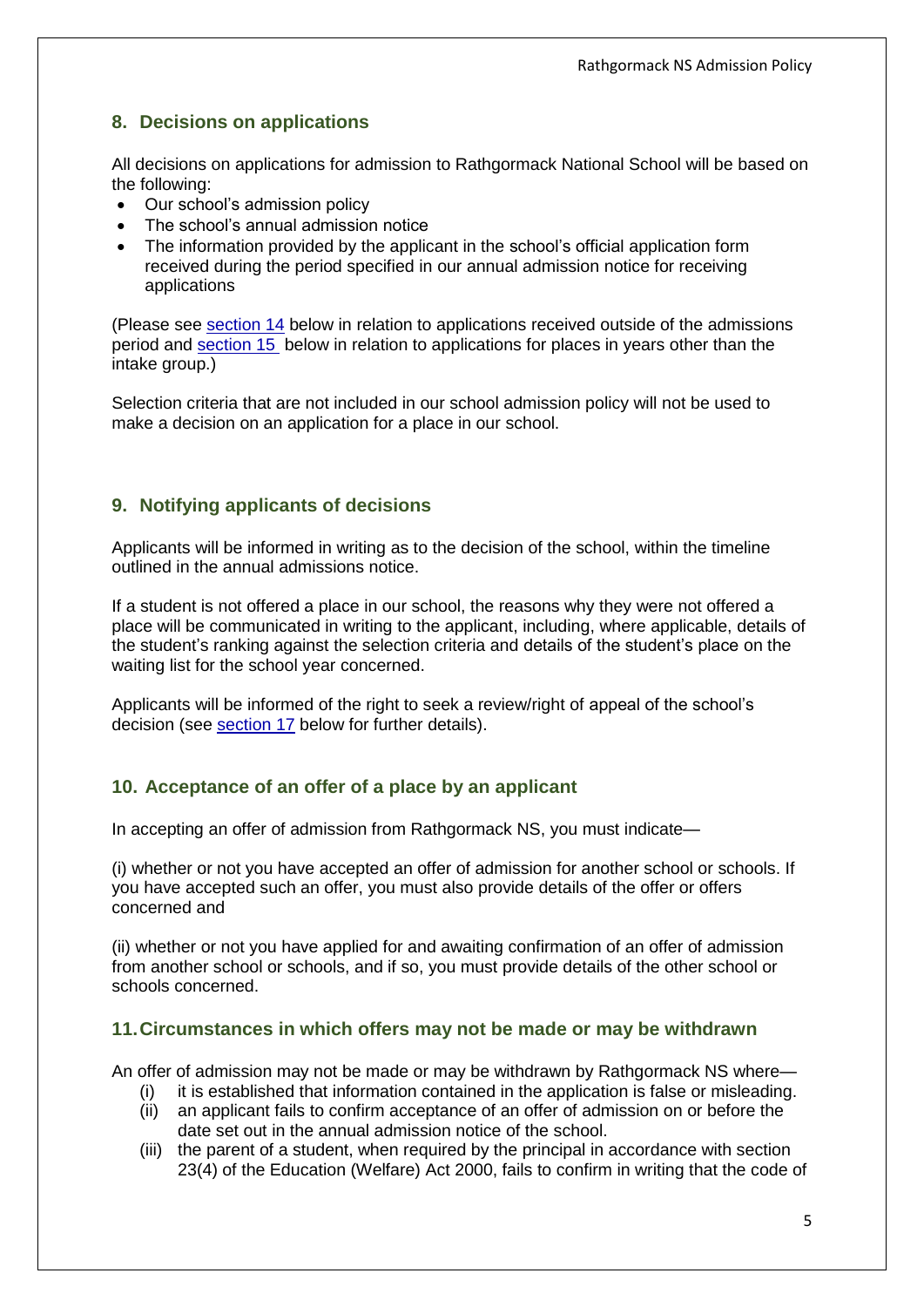## 8. Decisions on applications

All decisions on applications for admission to Rathgormack National School will be based on the following:

- Our school's admission policy
- The school's annual admission notice
- The information provided by the applicant in the school's official application form received during the period specified in our annual admission notice for receiving applications

(Please see section 14 below in relation to applications received outside of the admissions period and section 15 below in relation to applications for places in years other than the intake group.)

Selection criteria that are not included in our school admission policy will not be used to make a decision on an application for a place in our school.

## 9. Notifying applicants of decisions

Applicants will be informed in writing as to the decision of the school, within the timeline outlined in the annual admissions notice.

If a student is not offered a place in our school, the reasons why they were not offered a place will be communicated in writing to the applicant, including, where applicable, details of the student's ranking against the selection criteria and details of the student's place on the waiting list for the school year concerned.

Applicants will be informed of the right to seek a review/right of appeal of the school's decision (see section 17 below for further details).

## 10. Acceptance of an offer of a place by an applicant

In accepting an offer of admission from Rathgormack NS, you must indicate—

(i) whether or not you have accepted an offer of admission for another school or schools. If you have accepted such an offer, you must also provide details of the offer or offers concerned and

(ii) whether or not you have applied for and awaiting confirmation of an offer of admission from another school or schools, and if so, you must provide details of the other school or schools concerned.

## 11. Circumstances in which offers may not be made or may be withdrawn

An offer of admission may not be made or may be withdrawn by Rathgormack NS where—

(i) it is established that information contained in the application is false or misleading.
(ii) an applicant fails to confirm acceptance of an offer of admission on or before the date set out in the annual admission notice of the school.
(iii) the parent of a student, when required by the principal in accordance with section 23(4) of the Education (Welfare) Act 2000, fails to confirm in writing that the code of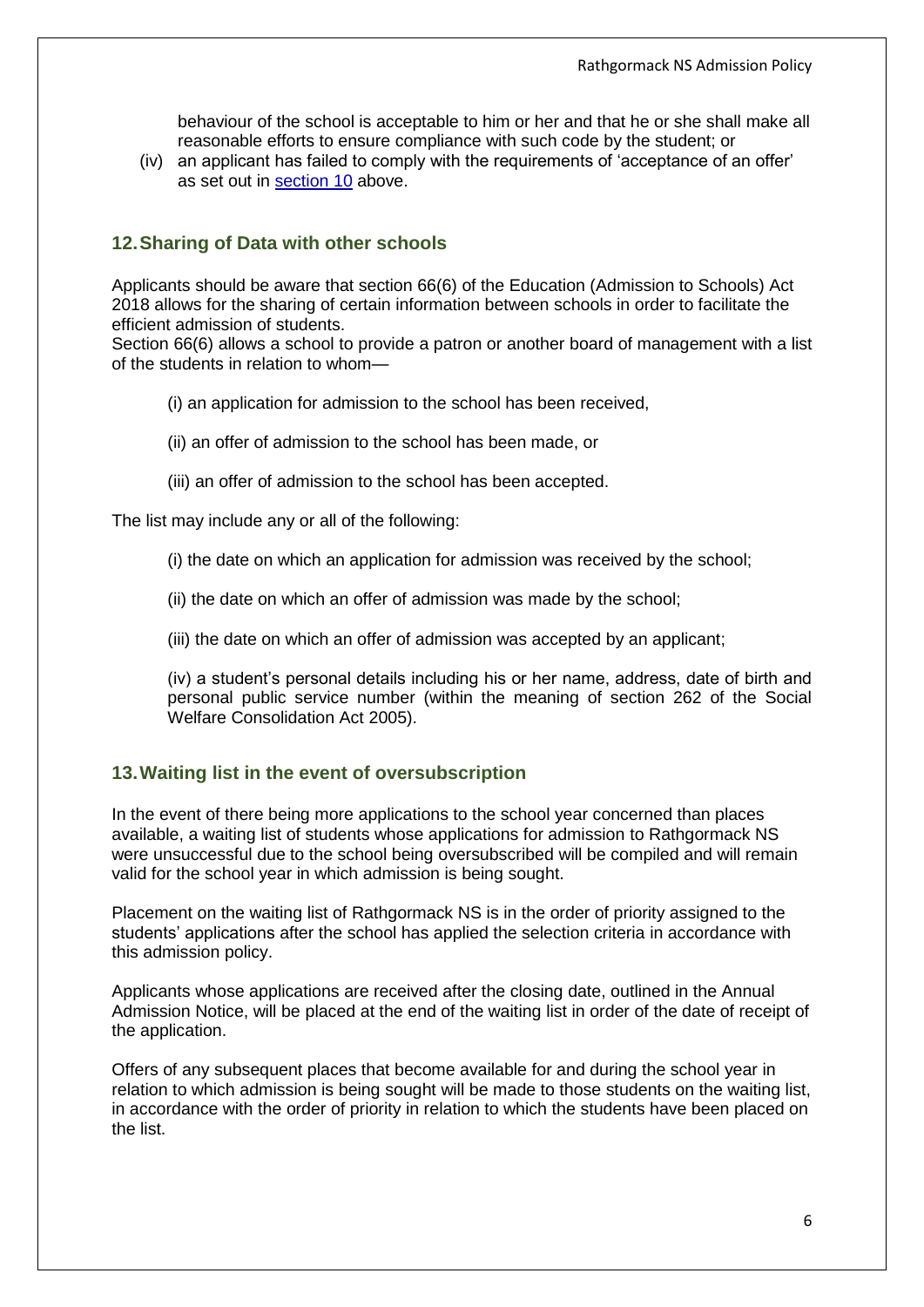behaviour of the school is acceptable to him or her and that he or she shall make all reasonable efforts to ensure compliance with such code by the student; or

(iv) an applicant has failed to comply with the requirements of 'acceptance of an offer' as set out in section 10 above.

## 12. Sharing of Data with other schools

Applicants should be aware that section 66(6) of the Education (Admission to Schools) Act 2018 allows for the sharing of certain information between schools in order to facilitate the efficient admission of students.

Section 66(6) allows a school to provide a patron or another board of management with a list of the students in relation to whom—

(i) an application for admission to the school has been received,

(ii) an offer of admission to the school has been made, or

(iii) an offer of admission to the school has been accepted.

The list may include any or all of the following:

(i) the date on which an application for admission was received by the school;

(ii) the date on which an offer of admission was made by the school;

(iii) the date on which an offer of admission was accepted by an applicant;

(iv) a student's personal details including his or her name, address, date of birth and personal public service number (within the meaning of section 262 of the Social Welfare Consolidation Act 2005).

## 13. Waiting list in the event of oversubscription

In the event of there being more applications to the school year concerned than places available, a waiting list of students whose applications for admission to Rathgormack NS were unsuccessful due to the school being oversubscribed will be compiled and will remain valid for the school year in which admission is being sought.

Placement on the waiting list of Rathgormack NS is in the order of priority assigned to the students' applications after the school has applied the selection criteria in accordance with this admission policy.

Applicants whose applications are received after the closing date, outlined in the Annual Admission Notice, will be placed at the end of the waiting list in order of the date of receipt of the application.

Offers of any subsequent places that become available for and during the school year in relation to which admission is being sought will be made to those students on the waiting list, in accordance with the order of priority in relation to which the students have been placed on the list.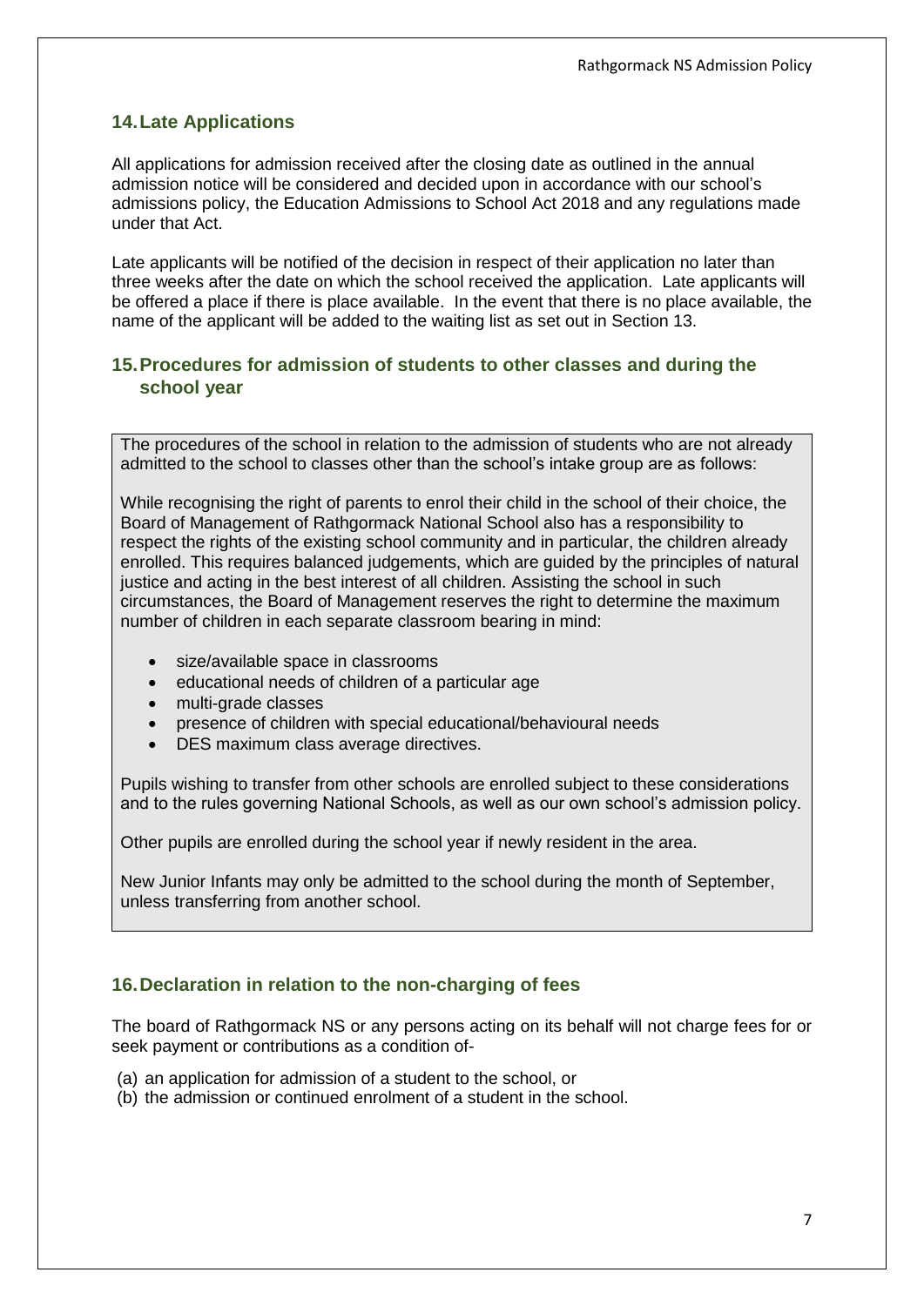## 14. Late Applications

All applications for admission received after the closing date as outlined in the annual admission notice will be considered and decided upon in accordance with our school's admissions policy, the Education Admissions to School Act 2018 and any regulations made under that Act.

Late applicants will be notified of the decision in respect of their application no later than three weeks after the date on which the school received the application. Late applicants will be offered a place if there is place available. In the event that there is no place available, the name of the applicant will be added to the waiting list as set out in Section 13.

## 15. Procedures for admission of students to other classes and during the school year

The procedures of the school in relation to the admission of students who are not already admitted to the school to classes other than the school's intake group are as follows:

While recognising the right of parents to enrol their child in the school of their choice, the Board of Management of Rathgormack National School also has a responsibility to respect the rights of the existing school community and in particular, the children already enrolled. This requires balanced judgements, which are guided by the principles of natural justice and acting in the best interest of all children. Assisting the school in such circumstances, the Board of Management reserves the right to determine the maximum number of children in each separate classroom bearing in mind:

- size/available space in classrooms
- educational needs of children of a particular age
- multi-grade classes
- presence of children with special educational/behavioural needs
- DES maximum class average directives.

Pupils wishing to transfer from other schools are enrolled subject to these considerations and to the rules governing National Schools, as well as our own school's admission policy.

Other pupils are enrolled during the school year if newly resident in the area.

New Junior Infants may only be admitted to the school during the month of September, unless transferring from another school.

## 16. Declaration in relation to the non-charging of fees

The board of Rathgormack NS or any persons acting on its behalf will not charge fees for or seek payment or contributions as a condition of-

(a) an application for admission of a student to the school, or
(b) the admission or continued enrolment of a student in the school.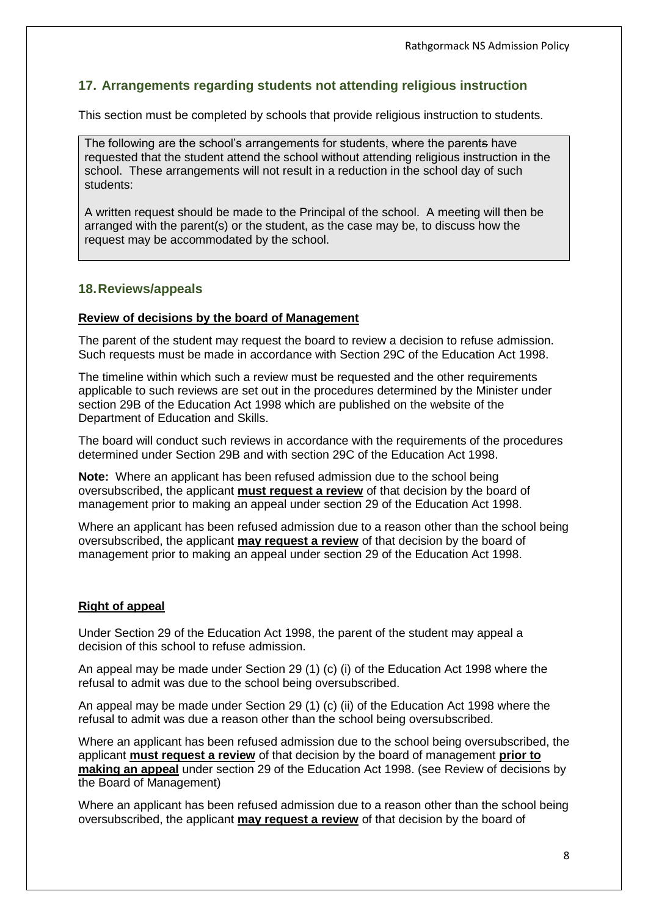## 17. Arrangements regarding students not attending religious instruction

This section must be completed by schools that provide religious instruction to students.

> The following are the school's arrangements for students, where the parents have requested that the student attend the school without attending religious instruction in the school. These arrangements will not result in a reduction in the school day of such students:
>
> A written request should be made to the Principal of the school. A meeting will then be arranged with the parent(s) or the student, as the case may be, to discuss how the request may be accommodated by the school.

## 18. Reviews/appeals

**Review of decisions by the board of Management**

The parent of the student may request the board to review a decision to refuse admission. Such requests must be made in accordance with Section 29C of the Education Act 1998.

The timeline within which such a review must be requested and the other requirements applicable to such reviews are set out in the procedures determined by the Minister under section 29B of the Education Act 1998 which are published on the website of the Department of Education and Skills.

The board will conduct such reviews in accordance with the requirements of the procedures determined under Section 29B and with section 29C of the Education Act 1998.

**Note:** Where an applicant has been refused admission due to the school being oversubscribed, the applicant **must request a review** of that decision by the board of management prior to making an appeal under section 29 of the Education Act 1998.

Where an applicant has been refused admission due to a reason other than the school being oversubscribed, the applicant **may request a review** of that decision by the board of management prior to making an appeal under section 29 of the Education Act 1998.

**Right of appeal**

Under Section 29 of the Education Act 1998, the parent of the student may appeal a decision of this school to refuse admission.

An appeal may be made under Section 29 (1) (c) (i) of the Education Act 1998 where the refusal to admit was due to the school being oversubscribed.

An appeal may be made under Section 29 (1) (c) (ii) of the Education Act 1998 where the refusal to admit was due a reason other than the school being oversubscribed.

Where an applicant has been refused admission due to the school being oversubscribed, the applicant **must request a review** of that decision by the board of management **prior to making an appeal** under section 29 of the Education Act 1998. (see Review of decisions by the Board of Management)

Where an applicant has been refused admission due to a reason other than the school being oversubscribed, the applicant **may request a review** of that decision by the board of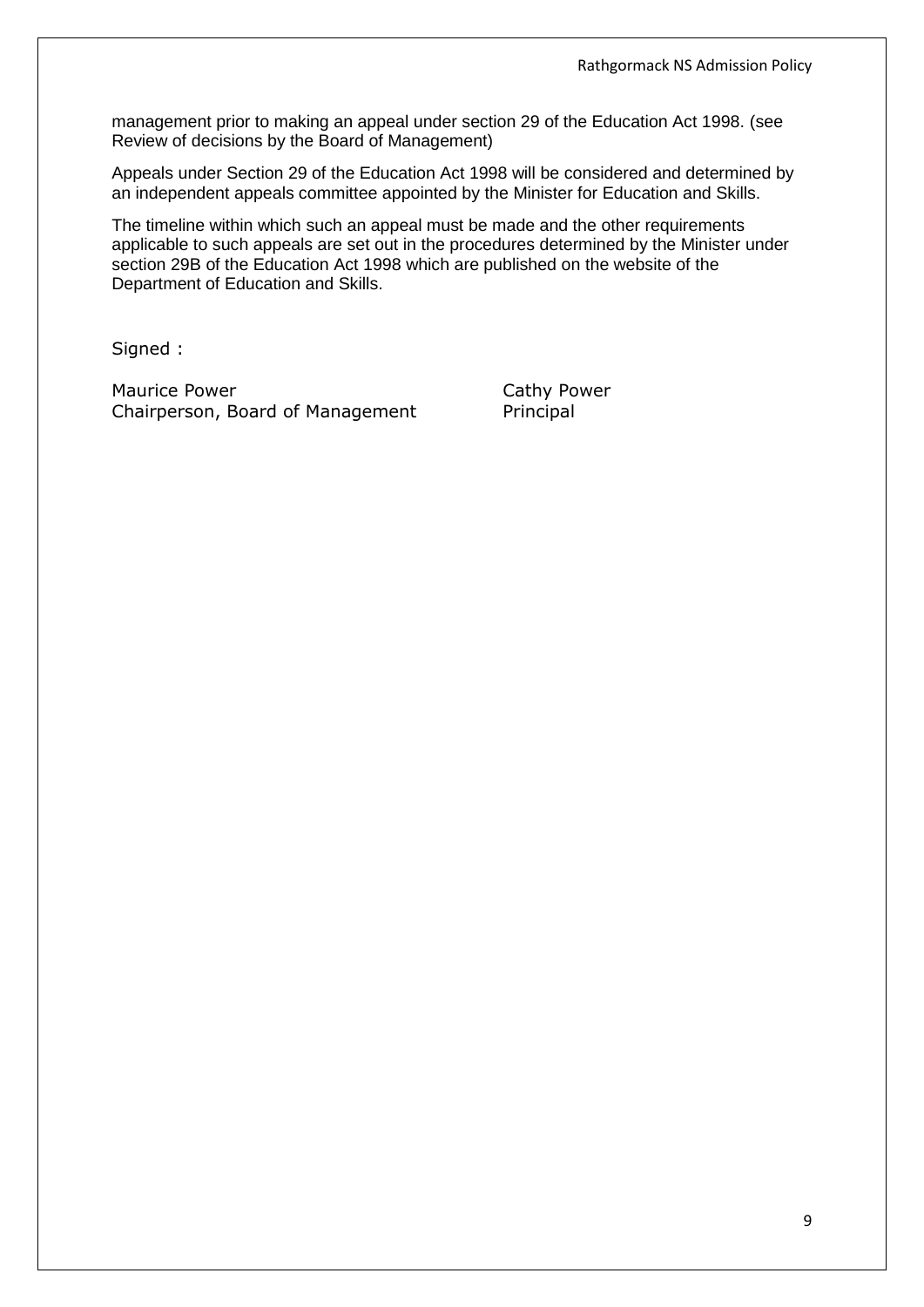management prior to making an appeal under section 29 of the Education Act 1998. (see Review of decisions by the Board of Management)

Appeals under Section 29 of the Education Act 1998 will be considered and determined by an independent appeals committee appointed by the Minister for Education and Skills.

The timeline within which such an appeal must be made and the other requirements applicable to such appeals are set out in the procedures determined by the Minister under section 29B of the Education Act 1998 which are published on the website of the Department of Education and Skills.

Signed :

| | |
|---|---|
| Maurice Power | Cathy Power |
| Chairperson, Board of Management | Principal |